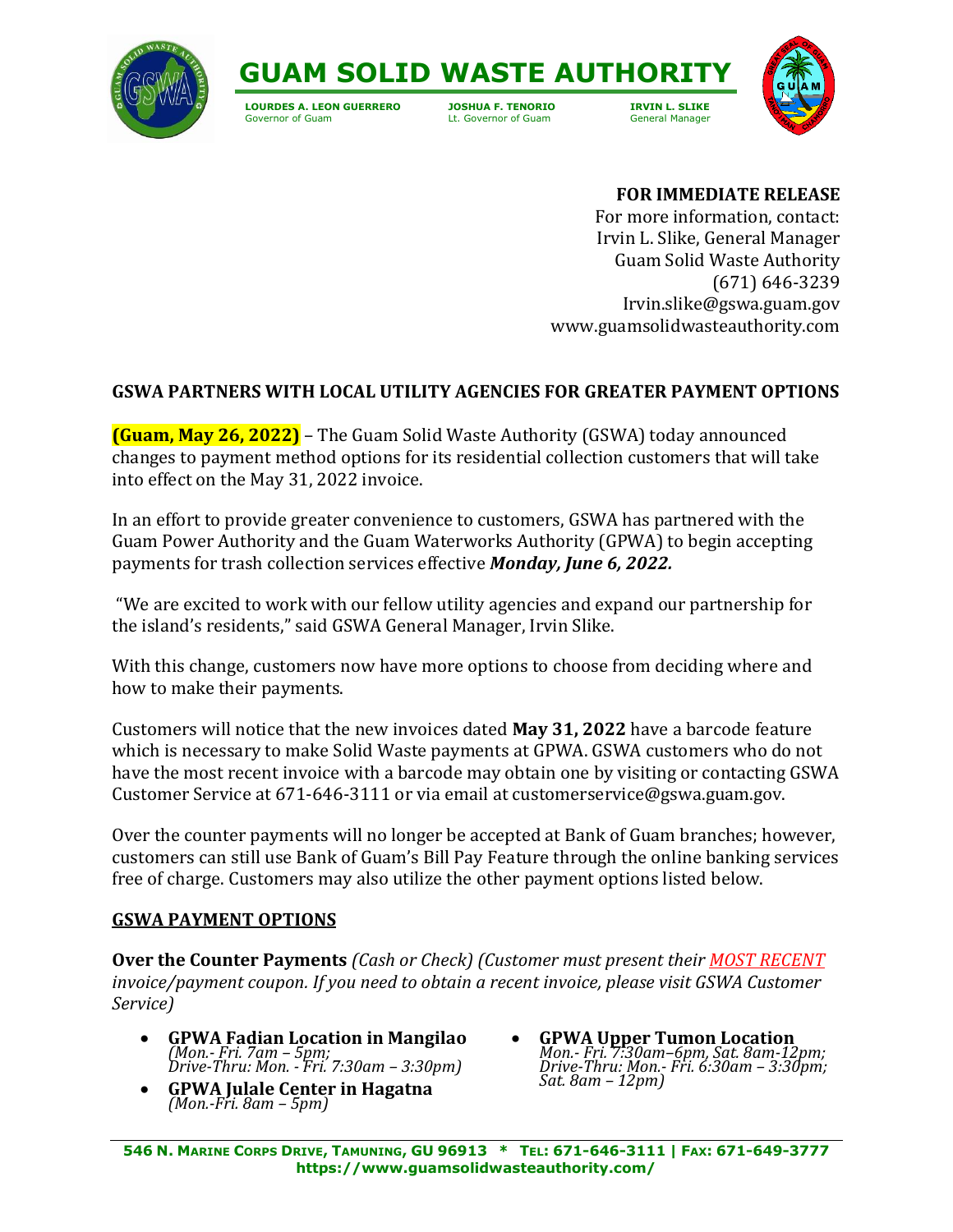# GUAM SOLID WASTE AUTHORITY

**LOURDES A. LEON GUERRERO**
Governor of Guam

**JOSHUA F. TENORIO**
Lt. Governor of Guam

**IRVIN L. SLIKE**
General Manager

**FOR IMMEDIATE RELEASE**
For more information, contact:
Irvin L. Slike, General Manager
Guam Solid Waste Authority
(671) 646-3239
Irvin.slike@gswa.guam.gov
www.guamsolidwasteauthority.com

## GSWA PARTNERS WITH LOCAL UTILITY AGENCIES FOR GREATER PAYMENT OPTIONS

**(Guam, May 26, 2022)** – The Guam Solid Waste Authority (GSWA) today announced changes to payment method options for its residential collection customers that will take into effect on the May 31, 2022 invoice.

In an effort to provide greater convenience to customers, GSWA has partnered with the Guam Power Authority and the Guam Waterworks Authority (GPWA) to begin accepting payments for trash collection services effective ***Monday, June 6, 2022.***

"We are excited to work with our fellow utility agencies and expand our partnership for the island's residents," said GSWA General Manager, Irvin Slike.

With this change, customers now have more options to choose from deciding where and how to make their payments.

Customers will notice that the new invoices dated **May 31, 2022** have a barcode feature which is necessary to make Solid Waste payments at GPWA. GSWA customers who do not have the most recent invoice with a barcode may obtain one by visiting or contacting GSWA Customer Service at 671-646-3111 or via email at customerservice@gswa.guam.gov.

Over the counter payments will no longer be accepted at Bank of Guam branches; however, customers can still use Bank of Guam's Bill Pay Feature through the online banking services free of charge. Customers may also utilize the other payment options listed below.

### GSWA PAYMENT OPTIONS

**Over the Counter Payments** *(Cash or Check) (Customer must present their MOST RECENT invoice/payment coupon. If you need to obtain a recent invoice, please visit GSWA Customer Service)*

- **GPWA Fadian Location in Mangilao** *(Mon.- Fri. 7am – 5pm; Drive-Thru: Mon. - Fri. 7:30am – 3:30pm)*
- **GPWA Julale Center in Hagatna** *(Mon.-Fri. 8am – 5pm)*
- **GPWA Upper Tumon Location** *Mon.- Fri. 7:30am–6pm, Sat. 8am-12pm; Drive-Thru: Mon.- Fri. 6:30am – 3:30pm; Sat. 8am – 12pm)*

**546 N. Marine Corps Drive, Tamuning, GU 96913 * Tel: 671-646-3111 | Fax: 671-649-3777**
**https://www.guamsolidwasteauthority.com/**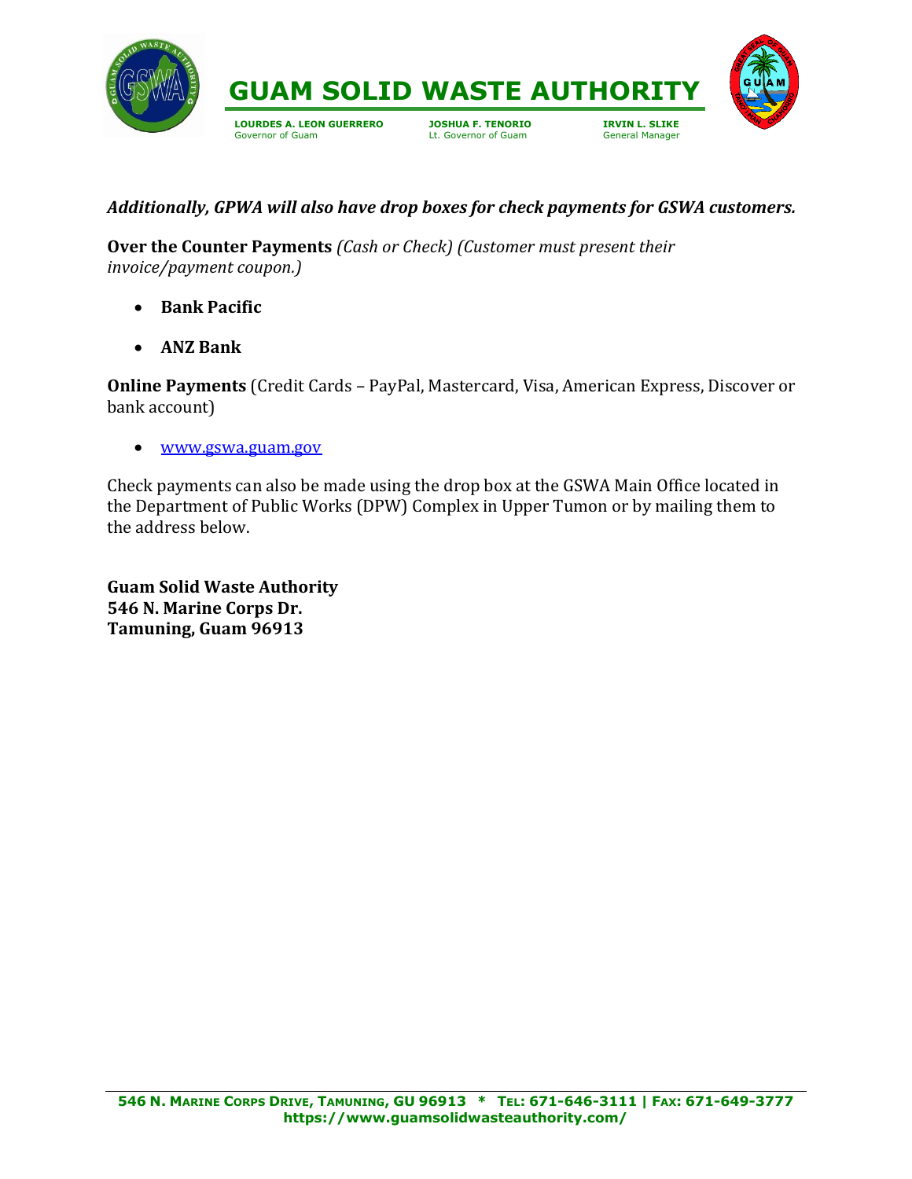*Additionally, GPWA will also have drop boxes for check payments for GSWA customers.*

**Over the Counter Payments** *(Cash or Check) (Customer must present their invoice/payment coupon.)*

- **Bank Pacific**
- **ANZ Bank**

**Online Payments** (Credit Cards – PayPal, Mastercard, Visa, American Express, Discover or bank account)

- [www.gswa.guam.gov](http://www.gswa.guam.gov)

Check payments can also be made using the drop box at the GSWA Main Office located in the Department of Public Works (DPW) Complex in Upper Tumon or by mailing them to the address below.

**Guam Solid Waste Authority**
**546 N. Marine Corps Dr.**
**Tamuning, Guam 96913**